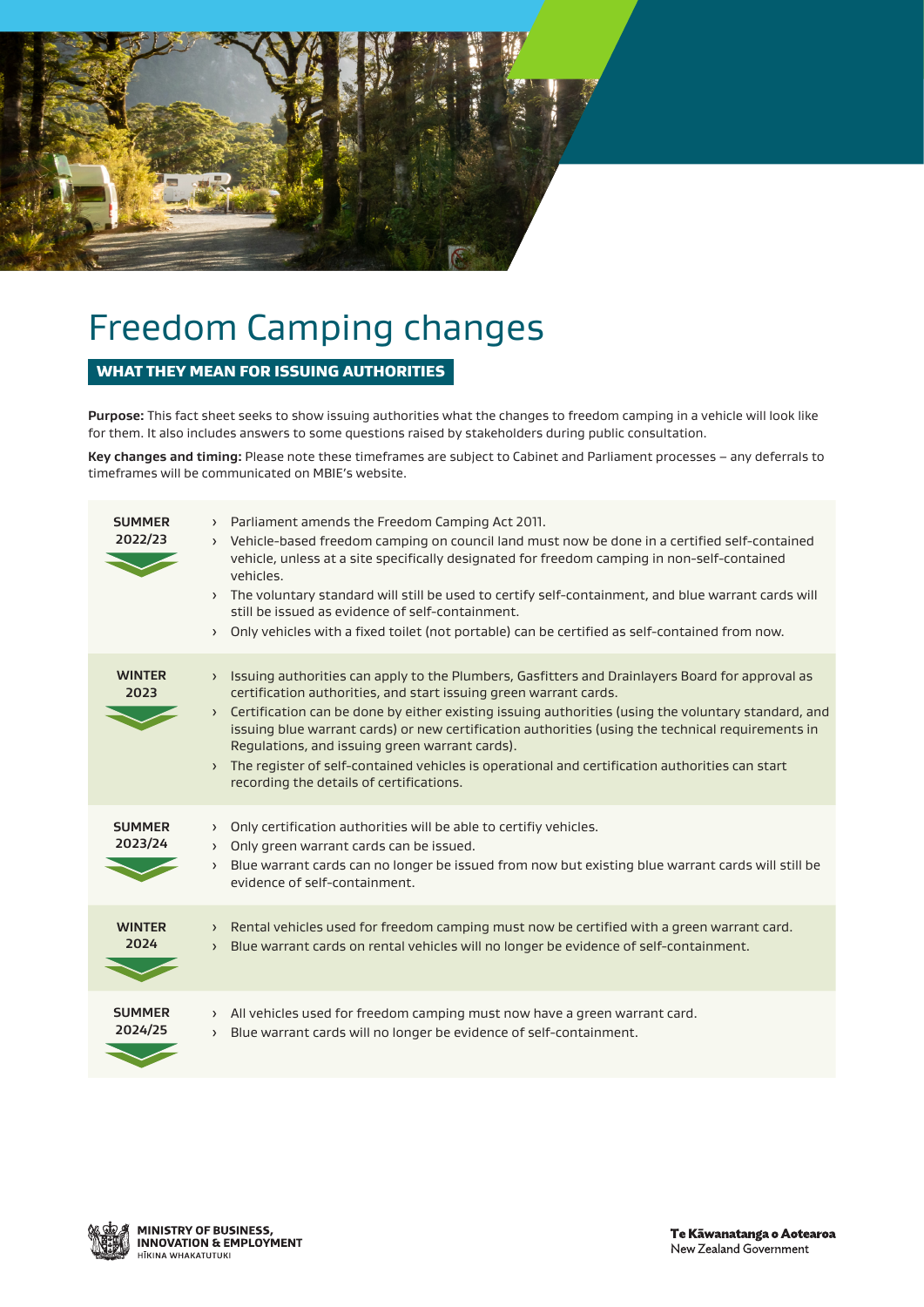# Freedom Camping changes

## WHAT THEY MEAN FOR ISSUING AUTHORITIES

**Purpose:** This fact sheet seeks to show issuing authorities what the changes to freedom camping in a vehicle will look like for them. It also includes answers to some questions raised by stakeholders during public consultation.

**Key changes and timing:** Please note these timeframes are subject to Cabinet and Parliament processes – any deferrals to timeframes will be communicated on MBIE's website.

**SUMMER 2022/23**

- Parliament amends the Freedom Camping Act 2011.
- Vehicle-based freedom camping on council land must now be done in a certified self-contained vehicle, unless at a site specifically designated for freedom camping in non-self-contained vehicles.
- The voluntary standard will still be used to certify self-containment, and blue warrant cards will still be issued as evidence of self-containment.
- Only vehicles with a fixed toilet (not portable) can be certified as self-contained from now.

**WINTER 2023**

- Issuing authorities can apply to the Plumbers, Gasfitters and Drainlayers Board for approval as certification authorities, and start issuing green warrant cards.
- Certification can be done by either existing issuing authorities (using the voluntary standard, and issuing blue warrant cards) or new certification authorities (using the technical requirements in Regulations, and issuing green warrant cards).
- The register of self-contained vehicles is operational and certification authorities can start recording the details of certifications.

**SUMMER 2023/24**

- Only certification authorities will be able to certifiy vehicles.
- Only green warrant cards can be issued.
- Blue warrant cards can no longer be issued from now but existing blue warrant cards will still be evidence of self-containment.

**WINTER 2024**

- Rental vehicles used for freedom camping must now be certified with a green warrant card.
- Blue warrant cards on rental vehicles will no longer be evidence of self-containment.

**SUMMER 2024/25**

- All vehicles used for freedom camping must now have a green warrant card.
- Blue warrant cards will no longer be evidence of self-containment.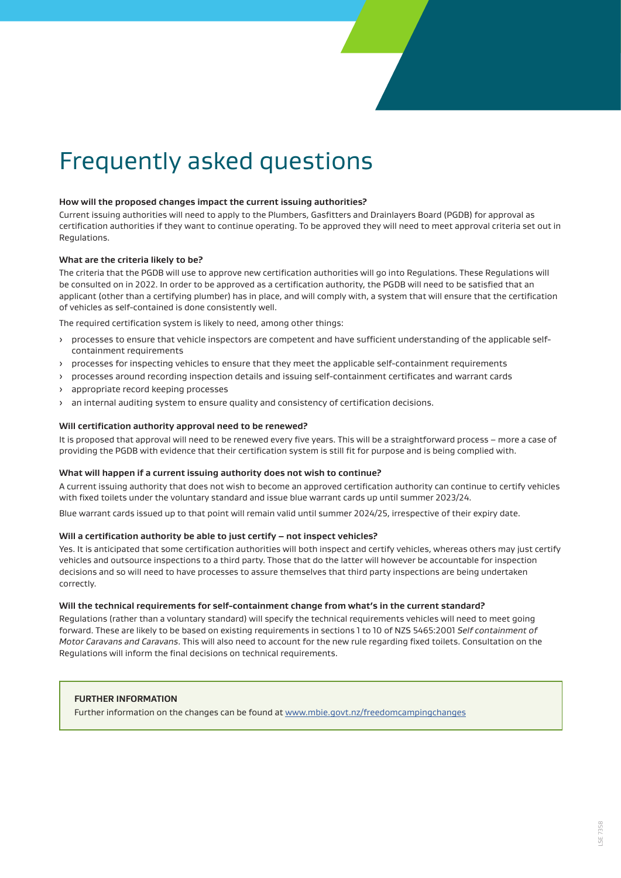# Frequently asked questions

**How will the proposed changes impact the current issuing authorities?**

Current issuing authorities will need to apply to the Plumbers, Gasfitters and Drainlayers Board (PGDB) for approval as certification authorities if they want to continue operating. To be approved they will need to meet approval criteria set out in Regulations.

**What are the criteria likely to be?**

The criteria that the PGDB will use to approve new certification authorities will go into Regulations. These Regulations will be consulted on in 2022. In order to be approved as a certification authority, the PGDB will need to be satisfied that an applicant (other than a certifying plumber) has in place, and will comply with, a system that will ensure that the certification of vehicles as self-contained is done consistently well.

The required certification system is likely to need, among other things:

- processes to ensure that vehicle inspectors are competent and have sufficient understanding of the applicable self-containment requirements
- processes for inspecting vehicles to ensure that they meet the applicable self-containment requirements
- processes around recording inspection details and issuing self-containment certificates and warrant cards
- appropriate record keeping processes
- an internal auditing system to ensure quality and consistency of certification decisions.

**Will certification authority approval need to be renewed?**

It is proposed that approval will need to be renewed every five years. This will be a straightforward process – more a case of providing the PGDB with evidence that their certification system is still fit for purpose and is being complied with.

**What will happen if a current issuing authority does not wish to continue?**

A current issuing authority that does not wish to become an approved certification authority can continue to certify vehicles with fixed toilets under the voluntary standard and issue blue warrant cards up until summer 2023/24.

Blue warrant cards issued up to that point will remain valid until summer 2024/25, irrespective of their expiry date.

**Will a certification authority be able to just certify – not inspect vehicles?**

Yes. It is anticipated that some certification authorities will both inspect and certify vehicles, whereas others may just certify vehicles and outsource inspections to a third party. Those that do the latter will however be accountable for inspection decisions and so will need to have processes to assure themselves that third party inspections are being undertaken correctly.

**Will the technical requirements for self-containment change from what's in the current standard?**

Regulations (rather than a voluntary standard) will specify the technical requirements vehicles will need to meet going forward. These are likely to be based on existing requirements in sections 1 to 10 of NZS 5465:2001 *Self containment of Motor Caravans and Caravans*. This will also need to account for the new rule regarding fixed toilets. Consultation on the Regulations will inform the final decisions on technical requirements.

**FURTHER INFORMATION**

Further information on the changes can be found at www.mbie.govt.nz/freedomcampingchanges

LSE 7358